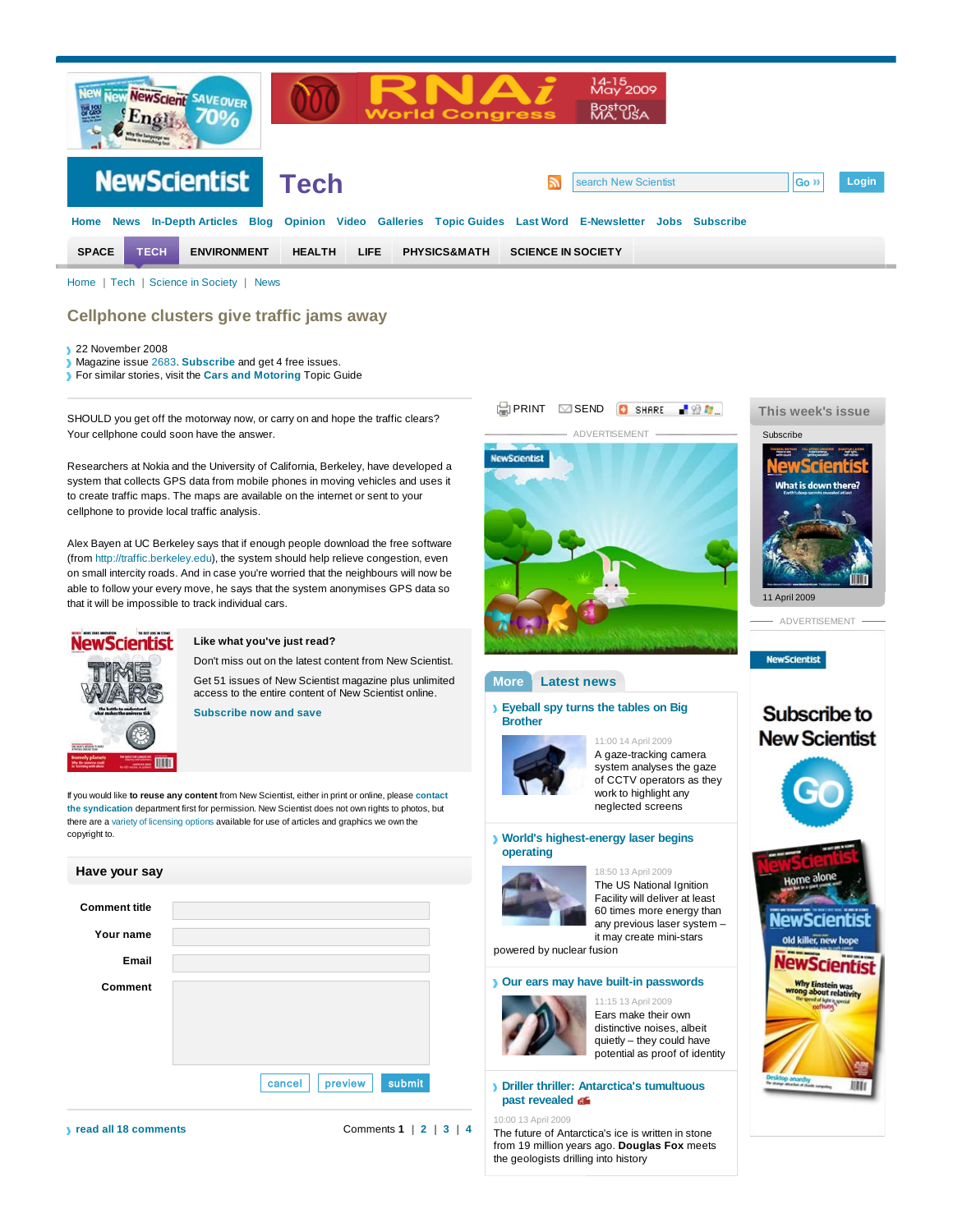# Cellphone clusters give traffic jams away

- 22 November 2008
- Magazine issue 2683. **Subscribe** and get 4 free issues.
- For similar stories, visit the **Cars and Motoring** Topic Guide

SHOULD you get off the motorway now, or carry on and hope the traffic clears? Your cellphone could soon have the answer.

Researchers at Nokia and the University of California, Berkeley, have developed a system that collects GPS data from mobile phones in moving vehicles and uses it to create traffic maps. The maps are available on the internet or sent to your cellphone to provide local traffic analysis.

Alex Bayen at UC Berkeley says that if enough people download the free software (from http://traffic.berkeley.edu), the system should help relieve congestion, even on small intercity roads. And in case you're worried that the neighbours will now be able to follow your every move, he says that the system anonymises GPS data so that it will be impossible to track individual cars.

**Like what you've just read?**

Don't miss out on the latest content from New Scientist.

Get 51 issues of New Scientist magazine plus unlimited access to the entire content of New Scientist online.

**Subscribe now and save**

If you would like **to reuse any content** from New Scientist, either in print or online, please **contact the syndication** department first for permission. New Scientist does not own rights to photos, but there are a variety of licensing options available for use of articles and graphics we own the copyright to.

## Have your say

Comment title

Your name

Email

Comment

cancel | preview | submit

read all 18 comments

Comments **1** | 2 | 3 | 4

## More Latest news

### Eyeball spy turns the tables on Big Brother

11:00 14 April 2009

A gaze-tracking camera system analyses the gaze of CCTV operators as they work to highlight any neglected screens

### World's highest-energy laser begins operating

18:50 13 April 2009

The US National Ignition Facility will deliver at least 60 times more energy than any previous laser system – it may create mini-stars powered by nuclear fusion

### Our ears may have built-in passwords

11:15 13 April 2009

Ears make their own distinctive noises, albeit quietly – they could have potential as proof of identity

### Driller thriller: Antarctica's tumultuous past revealed

10:00 13 April 2009

The future of Antarctica's ice is written in stone from 19 million years ago. **Douglas Fox** meets the geologists drilling into history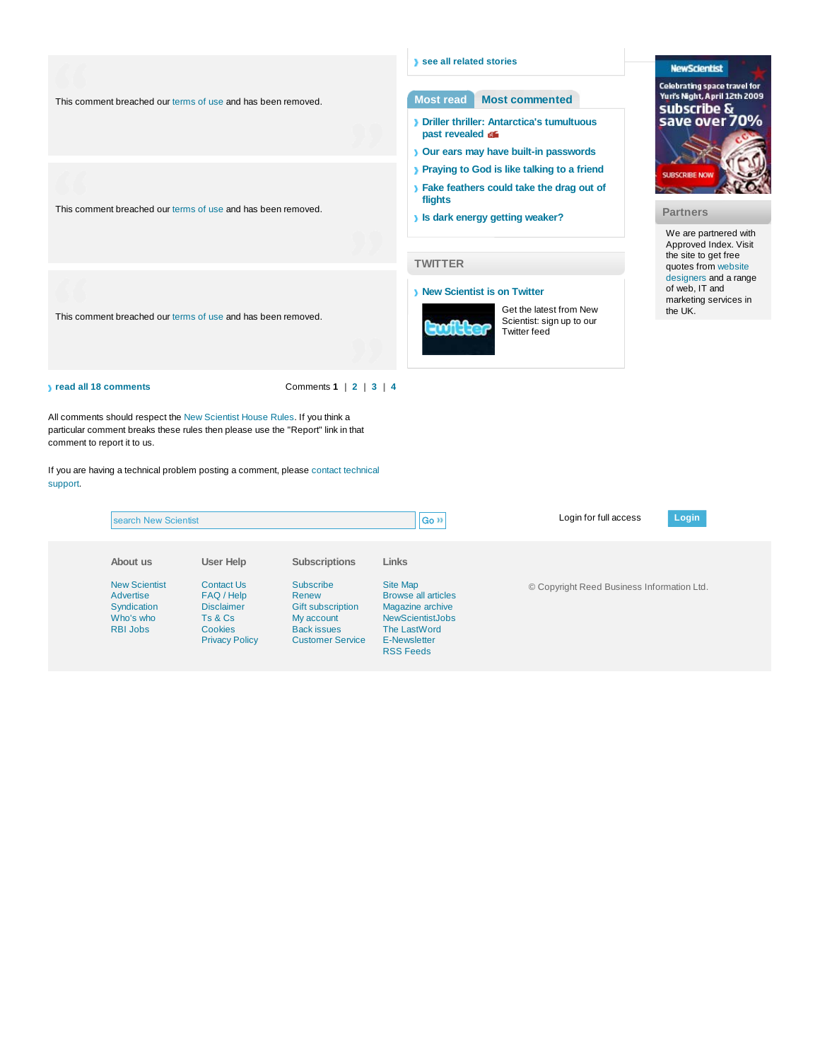This comment breached our terms of use and has been removed.

This comment breached our terms of use and has been removed.

This comment breached our terms of use and has been removed.

› read all 18 comments

Comments **1** | 2 | 3 | 4

All comments should respect the New Scientist House Rules. If you think a particular comment breaks these rules then please use the "Report" link in that comment to report it to us.

If you are having a technical problem posting a comment, please contact technical support.

› see all related stories

## Most read | Most commented

- Driller thriller: Antarctica's tumultuous past revealed
- Our ears may have built-in passwords
- Praying to God is like talking to a friend
- Fake feathers could take the drag out of flights
- Is dark energy getting weaker?

## TWITTER

› New Scientist is on Twitter

Get the latest from New Scientist: sign up to our Twitter feed

NewScientist

Celebrating space travel for Yuri's Night, April 12th 2009

subscribe & save over 70%

SUBSCRIBE NOW

## Partners

We are partnered with Approved Index. Visit the site to get free quotes from website designers and a range of web, IT and marketing services in the UK.

search New Scientist Go

Login for full access Login

**About us**

New Scientist
Advertise
Syndication
Who's who
RBI Jobs

**User Help**

Contact Us
FAQ / Help
Disclaimer
Ts & Cs
Cookies
Privacy Policy

**Subscriptions**

Subscribe
Renew
Gift subscription
My account
Back issues
Customer Service

**Links**

Site Map
Browse all articles
Magazine archive
NewScientistJobs
The LastWord
E-Newsletter
RSS Feeds

© Copyright Reed Business Information Ltd.